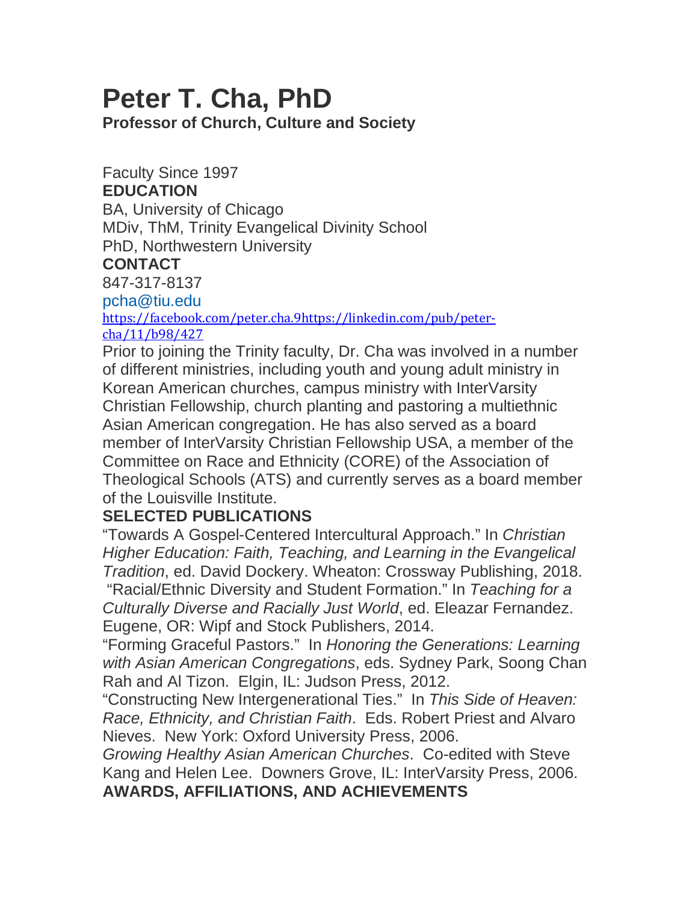# Peter T. Cha, PhD

**Professor of Church, Culture and Society**

Faculty Since 1997

**EDUCATION**

BA, University of Chicago

MDiv, ThM, Trinity Evangelical Divinity School

PhD, Northwestern University

**CONTACT**

847-317-8137

pcha@tiu.edu

https://facebook.com/peter.cha.9https://linkedin.com/pub/peter-cha/11/b98/427

Prior to joining the Trinity faculty, Dr. Cha was involved in a number of different ministries, including youth and young adult ministry in Korean American churches, campus ministry with InterVarsity Christian Fellowship, church planting and pastoring a multiethnic Asian American congregation. He has also served as a board member of InterVarsity Christian Fellowship USA, a member of the Committee on Race and Ethnicity (CORE) of the Association of Theological Schools (ATS) and currently serves as a board member of the Louisville Institute.

**SELECTED PUBLICATIONS**

"Towards A Gospel-Centered Intercultural Approach." In *Christian Higher Education: Faith, Teaching, and Learning in the Evangelical Tradition*, ed. David Dockery. Wheaton: Crossway Publishing, 2018.

"Racial/Ethnic Diversity and Student Formation." In *Teaching for a Culturally Diverse and Racially Just World*, ed. Eleazar Fernandez. Eugene, OR: Wipf and Stock Publishers, 2014.

"Forming Graceful Pastors." In *Honoring the Generations: Learning with Asian American Congregations*, eds. Sydney Park, Soong Chan Rah and Al Tizon. Elgin, IL: Judson Press, 2012.

"Constructing New Intergenerational Ties." In *This Side of Heaven: Race, Ethnicity, and Christian Faith*. Eds. Robert Priest and Alvaro Nieves. New York: Oxford University Press, 2006.

*Growing Healthy Asian American Churches*. Co-edited with Steve Kang and Helen Lee. Downers Grove, IL: InterVarsity Press, 2006.

**AWARDS, AFFILIATIONS, AND ACHIEVEMENTS**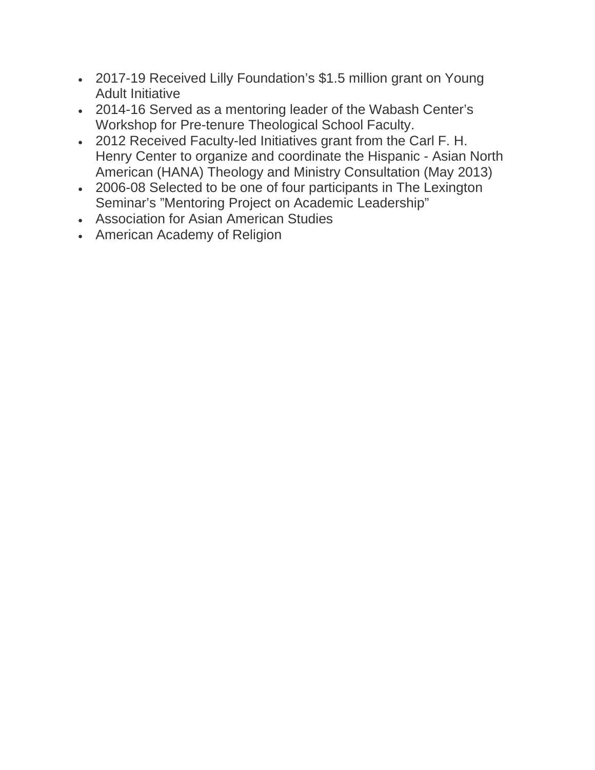- 2017-19 Received Lilly Foundation's $1.5 million grant on Young Adult Initiative
- 2014-16 Served as a mentoring leader of the Wabash Center's Workshop for Pre-tenure Theological School Faculty.
- 2012 Received Faculty-led Initiatives grant from the Carl F. H. Henry Center to organize and coordinate the Hispanic - Asian North American (HANA) Theology and Ministry Consultation (May 2013)
- 2006-08 Selected to be one of four participants in The Lexington Seminar's "Mentoring Project on Academic Leadership"
- Association for Asian American Studies
- American Academy of Religion